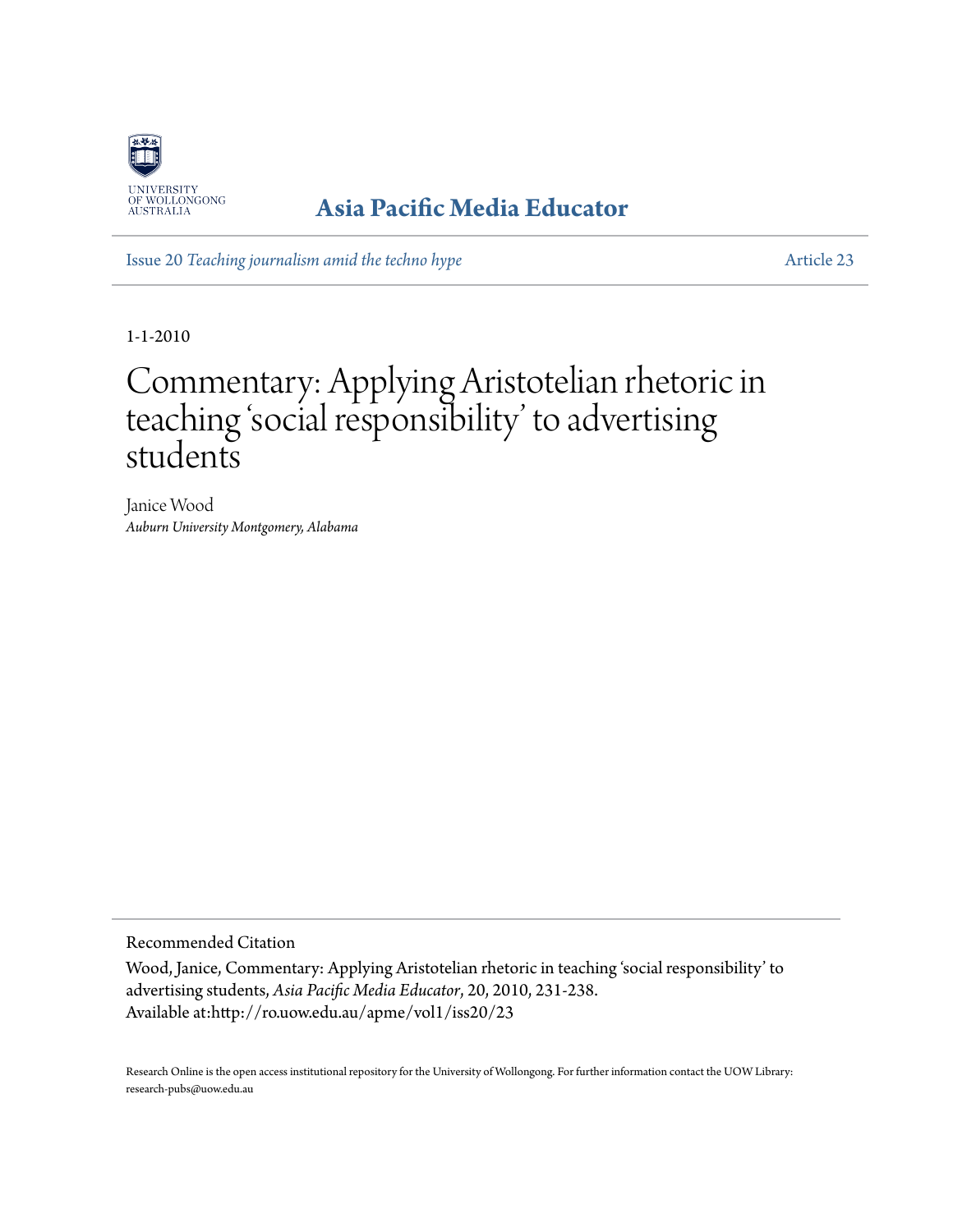UNIVERSITY OF WOLLONGONG AUSTRALIA

**Asia Pacific Media Educator**

Issue 20 *Teaching journalism amid the techno hype* — Article 23

1-1-2010

# Commentary: Applying Aristotelian rhetoric in teaching 'social responsibility' to advertising students

Janice Wood
*Auburn University Montgomery, Alabama*

---

Recommended Citation

Wood, Janice, Commentary: Applying Aristotelian rhetoric in teaching 'social responsibility' to advertising students, *Asia Pacific Media Educator*, 20, 2010, 231-238.
Available at:http://ro.uow.edu.au/apme/vol1/iss20/23

Research Online is the open access institutional repository for the University of Wollongong. For further information contact the UOW Library: research-pubs@uow.edu.au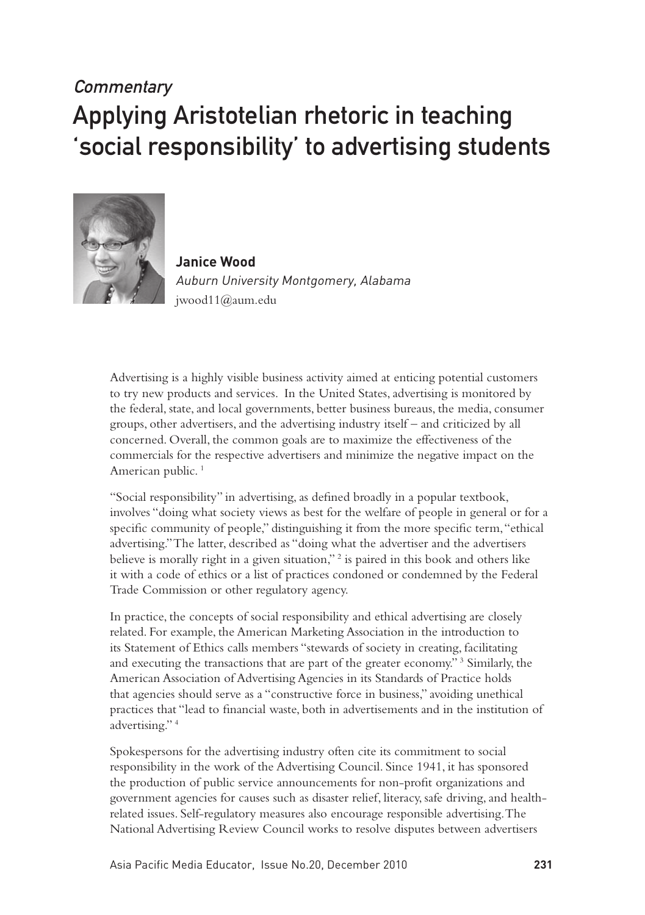*Commentary*

# Applying Aristotelian rhetoric in teaching 'social responsibility' to advertising students

**Janice Wood**
*Auburn University Montgomery, Alabama*
jwood11@aum.edu

Advertising is a highly visible business activity aimed at enticing potential customers to try new products and services. In the United States, advertising is monitored by the federal, state, and local governments, better business bureaus, the media, consumer groups, other advertisers, and the advertising industry itself – and criticized by all concerned. Overall, the common goals are to maximize the effectiveness of the commercials for the respective advertisers and minimize the negative impact on the American public. [1]

"Social responsibility" in advertising, as defined broadly in a popular textbook, involves "doing what society views as best for the welfare of people in general or for a specific community of people," distinguishing it from the more specific term, "ethical advertising." The latter, described as "doing what the advertiser and the advertisers believe is morally right in a given situation," [2] is paired in this book and others like it with a code of ethics or a list of practices condoned or condemned by the Federal Trade Commission or other regulatory agency.

In practice, the concepts of social responsibility and ethical advertising are closely related. For example, the American Marketing Association in the introduction to its Statement of Ethics calls members "stewards of society in creating, facilitating and executing the transactions that are part of the greater economy." [3] Similarly, the American Association of Advertising Agencies in its Standards of Practice holds that agencies should serve as a "constructive force in business," avoiding unethical practices that "lead to financial waste, both in advertisements and in the institution of advertising." [4]

Spokespersons for the advertising industry often cite its commitment to social responsibility in the work of the Advertising Council. Since 1941, it has sponsored the production of public service announcements for non-profit organizations and government agencies for causes such as disaster relief, literacy, safe driving, and health-related issues. Self-regulatory measures also encourage responsible advertising. The National Advertising Review Council works to resolve disputes between advertisers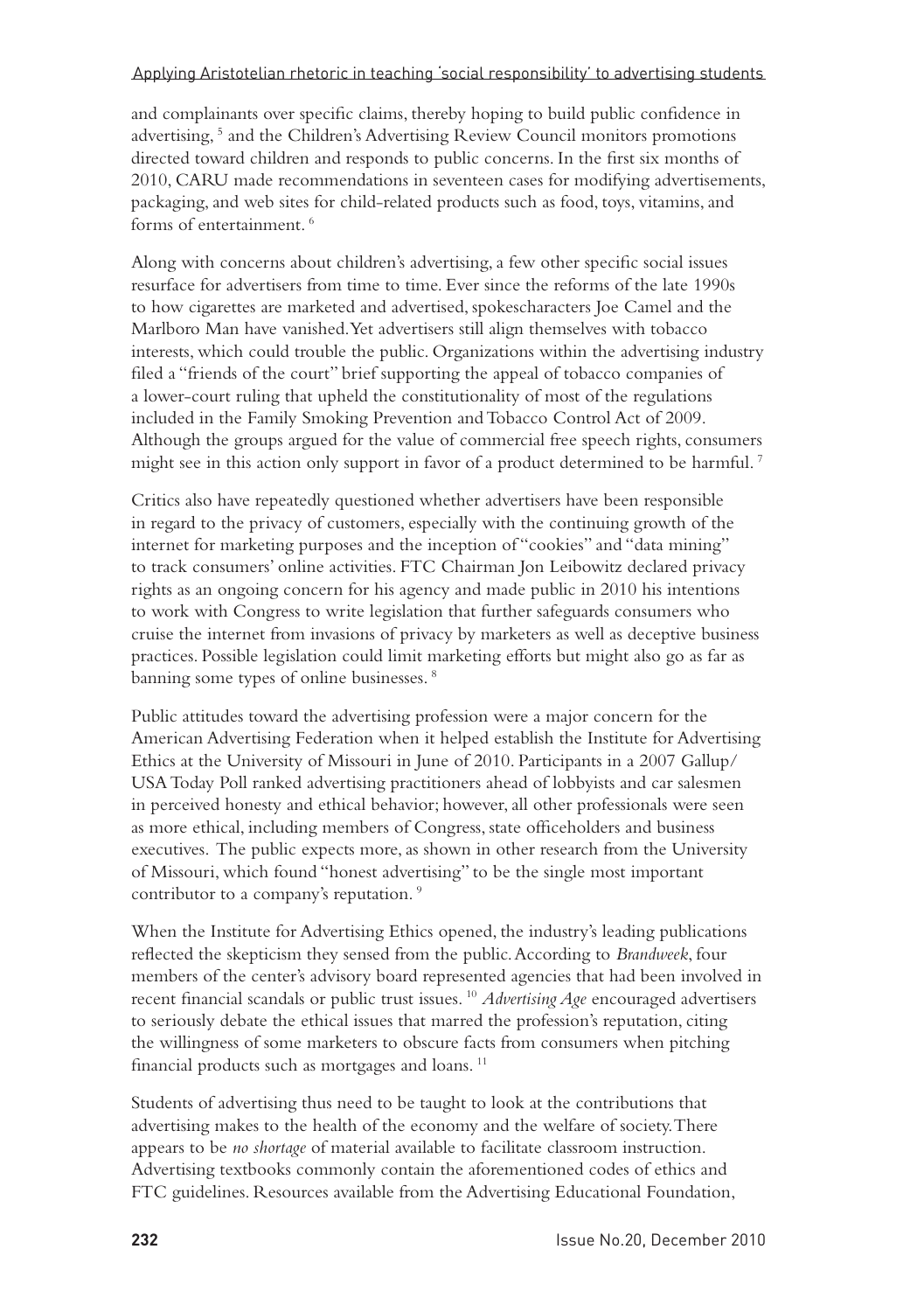and complainants over specific claims, thereby hoping to build public confidence in advertising, [5] and the Children's Advertising Review Council monitors promotions directed toward children and responds to public concerns. In the first six months of 2010, CARU made recommendations in seventeen cases for modifying advertisements, packaging, and web sites for child-related products such as food, toys, vitamins, and forms of entertainment. [6]

Along with concerns about children's advertising, a few other specific social issues resurface for advertisers from time to time. Ever since the reforms of the late 1990s to how cigarettes are marketed and advertised, spokescharacters Joe Camel and the Marlboro Man have vanished. Yet advertisers still align themselves with tobacco interests, which could trouble the public. Organizations within the advertising industry filed a "friends of the court" brief supporting the appeal of tobacco companies of a lower-court ruling that upheld the constitutionality of most of the regulations included in the Family Smoking Prevention and Tobacco Control Act of 2009. Although the groups argued for the value of commercial free speech rights, consumers might see in this action only support in favor of a product determined to be harmful. [7]

Critics also have repeatedly questioned whether advertisers have been responsible in regard to the privacy of customers, especially with the continuing growth of the internet for marketing purposes and the inception of "cookies" and "data mining" to track consumers' online activities. FTC Chairman Jon Leibowitz declared privacy rights as an ongoing concern for his agency and made public in 2010 his intentions to work with Congress to write legislation that further safeguards consumers who cruise the internet from invasions of privacy by marketers as well as deceptive business practices. Possible legislation could limit marketing efforts but might also go as far as banning some types of online businesses. [8]

Public attitudes toward the advertising profession were a major concern for the American Advertising Federation when it helped establish the Institute for Advertising Ethics at the University of Missouri in June of 2010. Participants in a 2007 Gallup/USA Today Poll ranked advertising practitioners ahead of lobbyists and car salesmen in perceived honesty and ethical behavior; however, all other professionals were seen as more ethical, including members of Congress, state officeholders and business executives. The public expects more, as shown in other research from the University of Missouri, which found "honest advertising" to be the single most important contributor to a company's reputation. [9]

When the Institute for Advertising Ethics opened, the industry's leading publications reflected the skepticism they sensed from the public. According to *Brandweek*, four members of the center's advisory board represented agencies that had been involved in recent financial scandals or public trust issues. [10] *Advertising Age* encouraged advertisers to seriously debate the ethical issues that marred the profession's reputation, citing the willingness of some marketers to obscure facts from consumers when pitching financial products such as mortgages and loans. [11]

Students of advertising thus need to be taught to look at the contributions that advertising makes to the health of the economy and the welfare of society. There appears to be *no shortage* of material available to facilitate classroom instruction. Advertising textbooks commonly contain the aforementioned codes of ethics and FTC guidelines. Resources available from the Advertising Educational Foundation,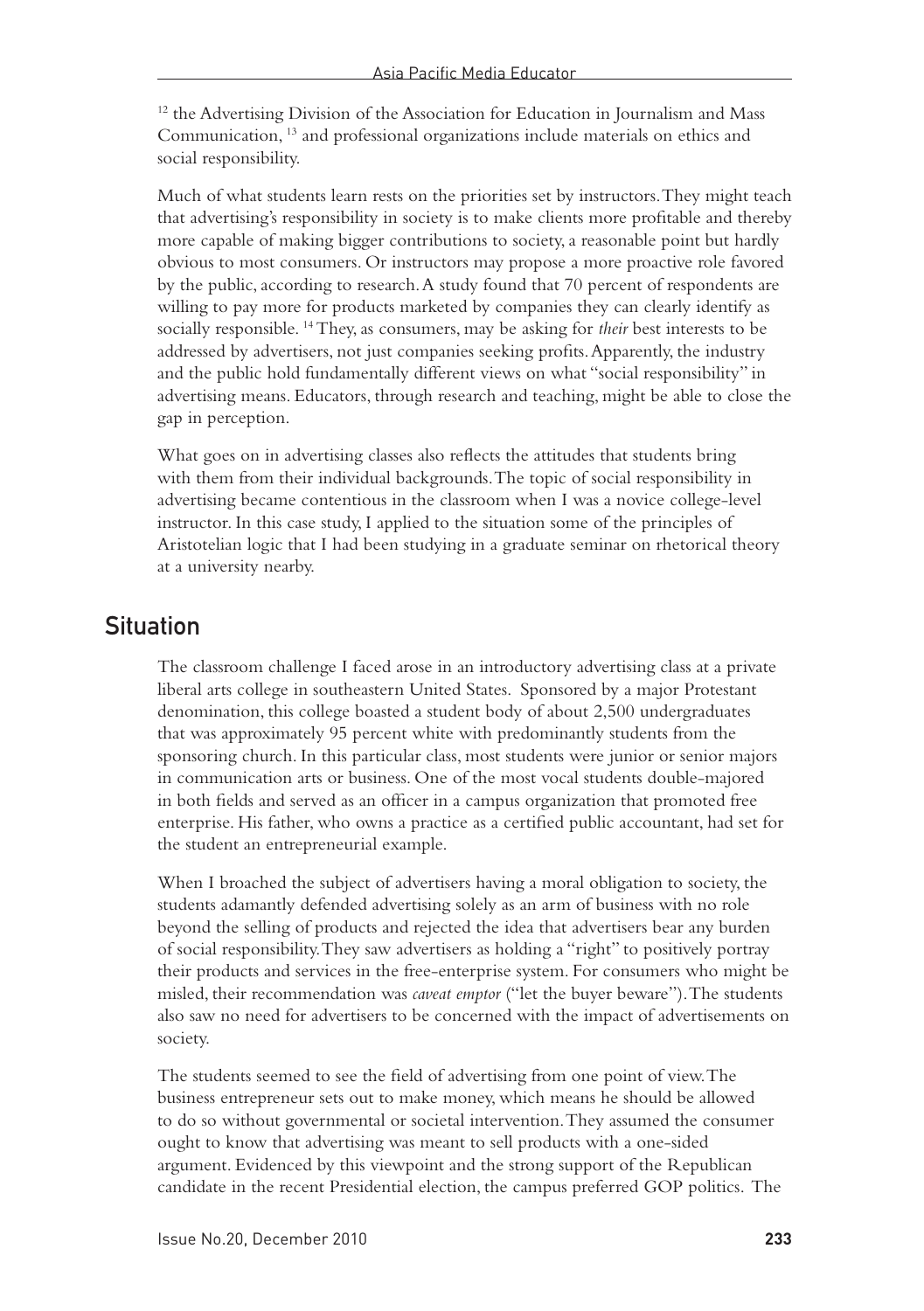[12] the Advertising Division of the Association for Education in Journalism and Mass Communication, [13] and professional organizations include materials on ethics and social responsibility.

Much of what students learn rests on the priorities set by instructors. They might teach that advertising's responsibility in society is to make clients more profitable and thereby more capable of making bigger contributions to society, a reasonable point but hardly obvious to most consumers. Or instructors may propose a more proactive role favored by the public, according to research. A study found that 70 percent of respondents are willing to pay more for products marketed by companies they can clearly identify as socially responsible. [14] They, as consumers, may be asking for *their* best interests to be addressed by advertisers, not just companies seeking profits. Apparently, the industry and the public hold fundamentally different views on what "social responsibility" in advertising means. Educators, through research and teaching, might be able to close the gap in perception.

What goes on in advertising classes also reflects the attitudes that students bring with them from their individual backgrounds. The topic of social responsibility in advertising became contentious in the classroom when I was a novice college-level instructor. In this case study, I applied to the situation some of the principles of Aristotelian logic that I had been studying in a graduate seminar on rhetorical theory at a university nearby.

## Situation

The classroom challenge I faced arose in an introductory advertising class at a private liberal arts college in southeastern United States. Sponsored by a major Protestant denomination, this college boasted a student body of about 2,500 undergraduates that was approximately 95 percent white with predominantly students from the sponsoring church. In this particular class, most students were junior or senior majors in communication arts or business. One of the most vocal students double-majored in both fields and served as an officer in a campus organization that promoted free enterprise. His father, who owns a practice as a certified public accountant, had set for the student an entrepreneurial example.

When I broached the subject of advertisers having a moral obligation to society, the students adamantly defended advertising solely as an arm of business with no role beyond the selling of products and rejected the idea that advertisers bear any burden of social responsibility. They saw advertisers as holding a "right" to positively portray their products and services in the free-enterprise system. For consumers who might be misled, their recommendation was *caveat emptor* ("let the buyer beware"). The students also saw no need for advertisers to be concerned with the impact of advertisements on society.

The students seemed to see the field of advertising from one point of view. The business entrepreneur sets out to make money, which means he should be allowed to do so without governmental or societal intervention. They assumed the consumer ought to know that advertising was meant to sell products with a one-sided argument. Evidenced by this viewpoint and the strong support of the Republican candidate in the recent Presidential election, the campus preferred GOP politics. The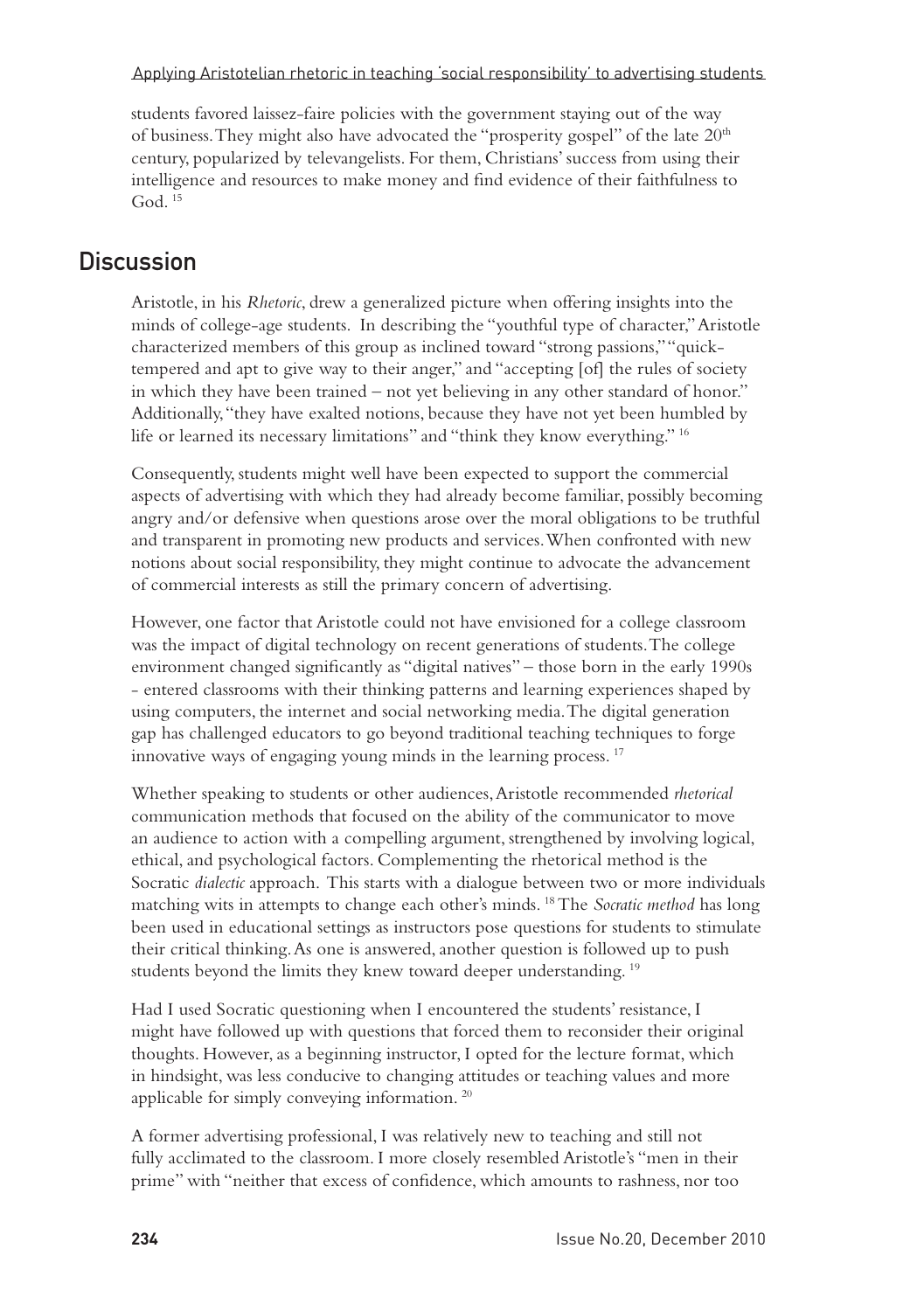students favored laissez-faire policies with the government staying out of the way of business. They might also have advocated the "prosperity gospel" of the late $20^{th}$ century, popularized by televangelists. For them, Christians' success from using their intelligence and resources to make money and find evidence of their faithfulness to God. [15]

## Discussion

Aristotle, in his *Rhetoric*, drew a generalized picture when offering insights into the minds of college-age students. In describing the "youthful type of character," Aristotle characterized members of this group as inclined toward "strong passions," "quick-tempered and apt to give way to their anger," and "accepting [of] the rules of society in which they have been trained – not yet believing in any other standard of honor." Additionally, "they have exalted notions, because they have not yet been humbled by life or learned its necessary limitations" and "think they know everything." [16]

Consequently, students might well have been expected to support the commercial aspects of advertising with which they had already become familiar, possibly becoming angry and/or defensive when questions arose over the moral obligations to be truthful and transparent in promoting new products and services. When confronted with new notions about social responsibility, they might continue to advocate the advancement of commercial interests as still the primary concern of advertising.

However, one factor that Aristotle could not have envisioned for a college classroom was the impact of digital technology on recent generations of students. The college environment changed significantly as "digital natives" – those born in the early 1990s - entered classrooms with their thinking patterns and learning experiences shaped by using computers, the internet and social networking media. The digital generation gap has challenged educators to go beyond traditional teaching techniques to forge innovative ways of engaging young minds in the learning process. [17]

Whether speaking to students or other audiences, Aristotle recommended *rhetorical* communication methods that focused on the ability of the communicator to move an audience to action with a compelling argument, strengthened by involving logical, ethical, and psychological factors. Complementing the rhetorical method is the Socratic *dialectic* approach. This starts with a dialogue between two or more individuals matching wits in attempts to change each other's minds. [18] The *Socratic method* has long been used in educational settings as instructors pose questions for students to stimulate their critical thinking. As one is answered, another question is followed up to push students beyond the limits they knew toward deeper understanding. [19]

Had I used Socratic questioning when I encountered the students' resistance, I might have followed up with questions that forced them to reconsider their original thoughts. However, as a beginning instructor, I opted for the lecture format, which in hindsight, was less conducive to changing attitudes or teaching values and more applicable for simply conveying information. [20]

A former advertising professional, I was relatively new to teaching and still not fully acclimated to the classroom. I more closely resembled Aristotle's "men in their prime" with "neither that excess of confidence, which amounts to rashness, nor too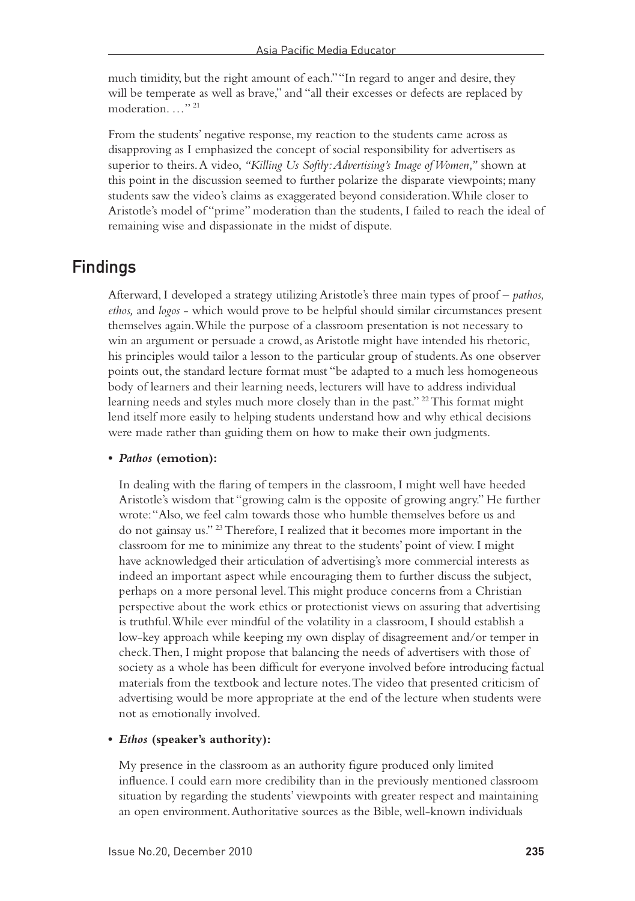much timidity, but the right amount of each." "In regard to anger and desire, they will be temperate as well as brave," and "all their excesses or defects are replaced by moderation. …" [21]

From the students' negative response, my reaction to the students came across as disapproving as I emphasized the concept of social responsibility for advertisers as superior to theirs. A video, *"Killing Us Softly: Advertising's Image of Women,"* shown at this point in the discussion seemed to further polarize the disparate viewpoints; many students saw the video's claims as exaggerated beyond consideration. While closer to Aristotle's model of "prime" moderation than the students, I failed to reach the ideal of remaining wise and dispassionate in the midst of dispute.

## Findings

Afterward, I developed a strategy utilizing Aristotle's three main types of proof – *pathos, ethos,* and *logos* - which would prove to be helpful should similar circumstances present themselves again. While the purpose of a classroom presentation is not necessary to win an argument or persuade a crowd, as Aristotle might have intended his rhetoric, his principles would tailor a lesson to the particular group of students. As one observer points out, the standard lecture format must "be adapted to a much less homogeneous body of learners and their learning needs, lecturers will have to address individual learning needs and styles much more closely than in the past." [22] This format might lend itself more easily to helping students understand how and why ethical decisions were made rather than guiding them on how to make their own judgments.

- ***Pathos* (emotion):**

  In dealing with the flaring of tempers in the classroom, I might well have heeded Aristotle's wisdom that "growing calm is the opposite of growing angry." He further wrote: "Also, we feel calm towards those who humble themselves before us and do not gainsay us." [23] Therefore, I realized that it becomes more important in the classroom for me to minimize any threat to the students' point of view. I might have acknowledged their articulation of advertising's more commercial interests as indeed an important aspect while encouraging them to further discuss the subject, perhaps on a more personal level. This might produce concerns from a Christian perspective about the work ethics or protectionist views on assuring that advertising is truthful. While ever mindful of the volatility in a classroom, I should establish a low-key approach while keeping my own display of disagreement and/or temper in check. Then, I might propose that balancing the needs of advertisers with those of society as a whole has been difficult for everyone involved before introducing factual materials from the textbook and lecture notes. The video that presented criticism of advertising would be more appropriate at the end of the lecture when students were not as emotionally involved.

- ***Ethos* (speaker's authority):**

  My presence in the classroom as an authority figure produced only limited influence. I could earn more credibility than in the previously mentioned classroom situation by regarding the students' viewpoints with greater respect and maintaining an open environment. Authoritative sources as the Bible, well-known individuals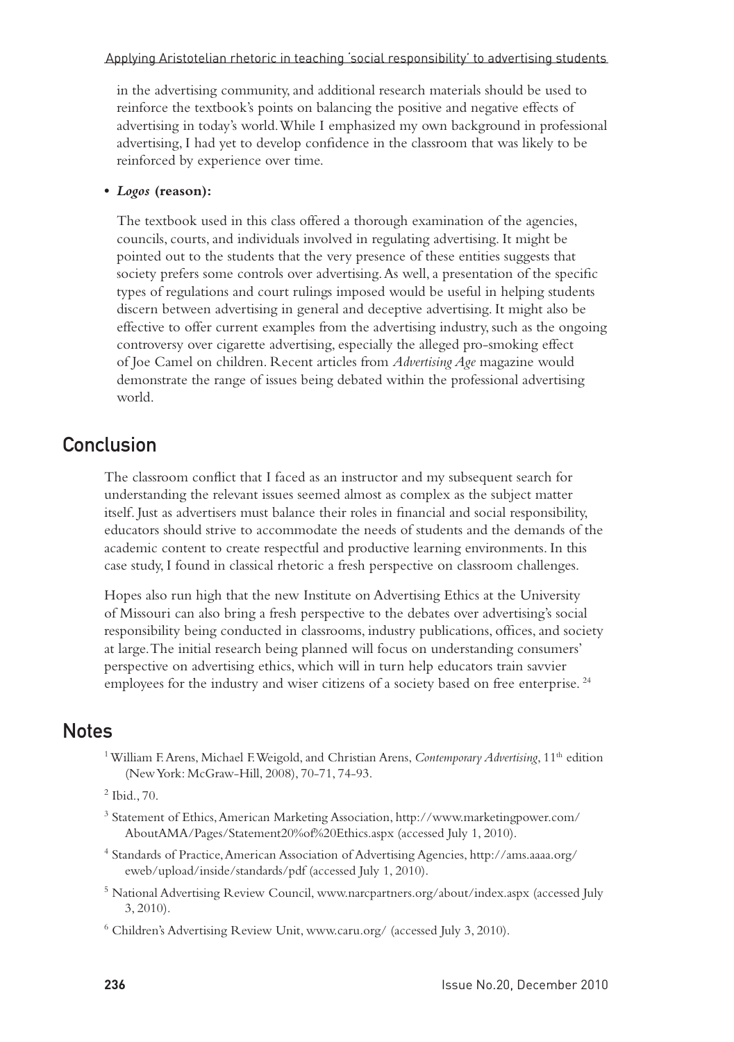in the advertising community, and additional research materials should be used to reinforce the textbook's points on balancing the positive and negative effects of advertising in today's world. While I emphasized my own background in professional advertising, I had yet to develop confidence in the classroom that was likely to be reinforced by experience over time.

- ***Logos* (reason):**

  The textbook used in this class offered a thorough examination of the agencies, councils, courts, and individuals involved in regulating advertising. It might be pointed out to the students that the very presence of these entities suggests that society prefers some controls over advertising. As well, a presentation of the specific types of regulations and court rulings imposed would be useful in helping students discern between advertising in general and deceptive advertising. It might also be effective to offer current examples from the advertising industry, such as the ongoing controversy over cigarette advertising, especially the alleged pro-smoking effect of Joe Camel on children. Recent articles from *Advertising Age* magazine would demonstrate the range of issues being debated within the professional advertising world.

## Conclusion

The classroom conflict that I faced as an instructor and my subsequent search for understanding the relevant issues seemed almost as complex as the subject matter itself. Just as advertisers must balance their roles in financial and social responsibility, educators should strive to accommodate the needs of students and the demands of the academic content to create respectful and productive learning environments. In this case study, I found in classical rhetoric a fresh perspective on classroom challenges.

Hopes also run high that the new Institute on Advertising Ethics at the University of Missouri can also bring a fresh perspective to the debates over advertising's social responsibility being conducted in classrooms, industry publications, offices, and society at large. The initial research being planned will focus on understanding consumers' perspective on advertising ethics, which will in turn help educators train savvier employees for the industry and wiser citizens of a society based on free enterprise. [24]

## Notes

[1] William F. Arens, Michael F. Weigold, and Christian Arens, *Contemporary Advertising*, 11th edition (New York: McGraw-Hill, 2008), 70-71, 74-93.

[2] Ibid., 70.

[3] Statement of Ethics, American Marketing Association, http://www.marketingpower.com/AboutAMA/Pages/Statement20%of%20Ethics.aspx (accessed July 1, 2010).

[4] Standards of Practice, American Association of Advertising Agencies, http://ams.aaaa.org/eweb/upload/inside/standards/pdf (accessed July 1, 2010).

[5] National Advertising Review Council, www.narcpartners.org/about/index.aspx (accessed July 3, 2010).

[6] Children's Advertising Review Unit, www.caru.org/ (accessed July 3, 2010).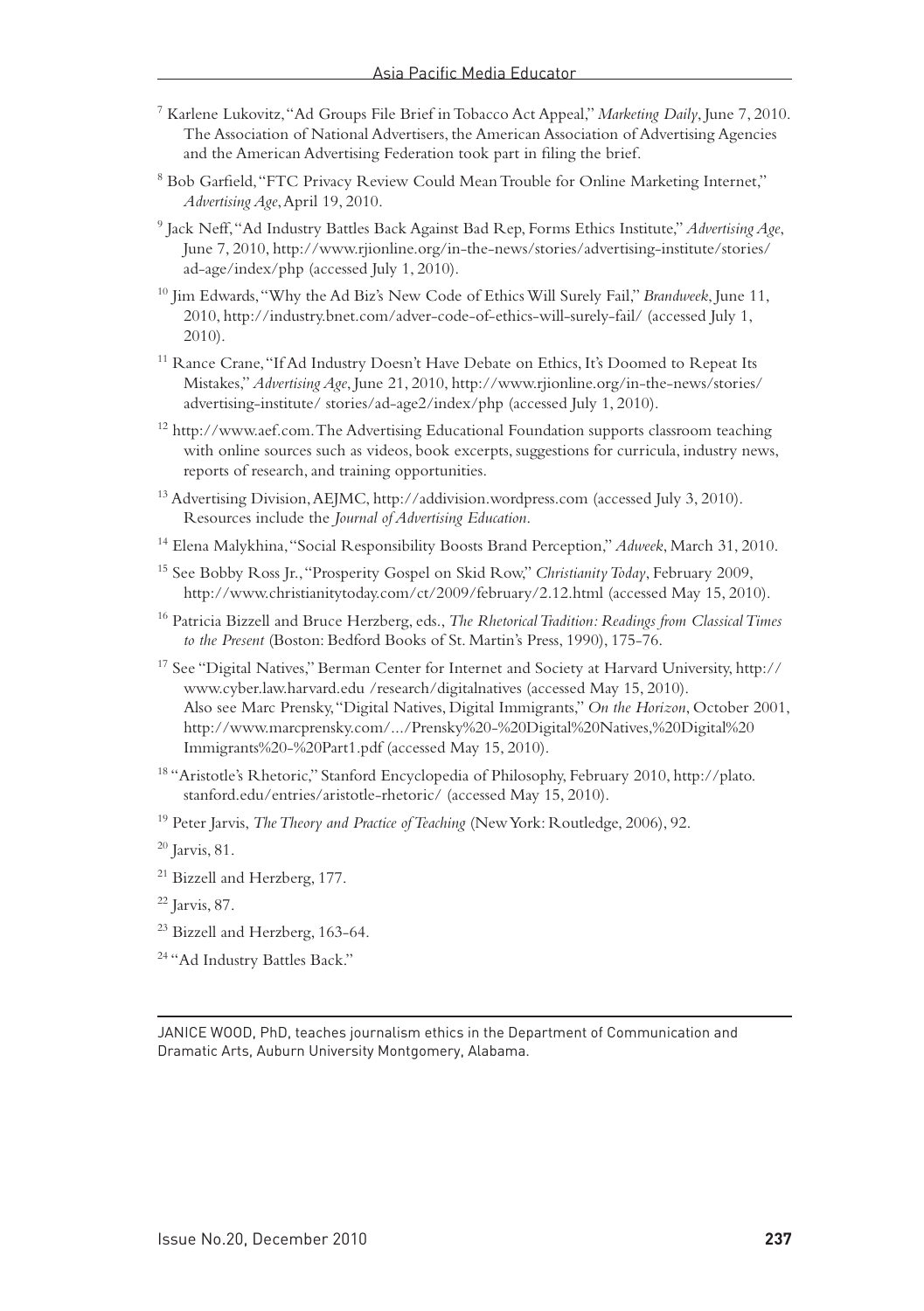[7] Karlene Lukovitz, "Ad Groups File Brief in Tobacco Act Appeal," *Marketing Daily*, June 7, 2010. The Association of National Advertisers, the American Association of Advertising Agencies and the American Advertising Federation took part in filing the brief.

[8] Bob Garfield, "FTC Privacy Review Could Mean Trouble for Online Marketing Internet," *Advertising Age*, April 19, 2010.

[9] Jack Neff, "Ad Industry Battles Back Against Bad Rep, Forms Ethics Institute," *Advertising Age*, June 7, 2010, http://www.rjionline.org/in-the-news/stories/advertising-institute/stories/ad-age/index/php (accessed July 1, 2010).

[10] Jim Edwards, "Why the Ad Biz's New Code of Ethics Will Surely Fail," *Brandweek*, June 11, 2010, http://industry.bnet.com/adver-code-of-ethics-will-surely-fail/ (accessed July 1, 2010).

[11] Rance Crane, "If Ad Industry Doesn't Have Debate on Ethics, It's Doomed to Repeat Its Mistakes," *Advertising Age*, June 21, 2010, http://www.rjionline.org/in-the-news/stories/advertising-institute/ stories/ad-age2/index/php (accessed July 1, 2010).

[12] http://www.aef.com. The Advertising Educational Foundation supports classroom teaching with online sources such as videos, book excerpts, suggestions for curricula, industry news, reports of research, and training opportunities.

[13] Advertising Division, AEJMC, http://addivision.wordpress.com (accessed July 3, 2010). Resources include the *Journal of Advertising Education*.

[14] Elena Malykhina, "Social Responsibility Boosts Brand Perception," *Adweek*, March 31, 2010.

[15] See Bobby Ross Jr., "Prosperity Gospel on Skid Row," *Christianity Today*, February 2009, http://www.christianitytoday.com/ct/2009/february/2.12.html (accessed May 15, 2010).

[16] Patricia Bizzell and Bruce Herzberg, eds., *The Rhetorical Tradition: Readings from Classical Times to the Present* (Boston: Bedford Books of St. Martin's Press, 1990), 175-76.

[17] See "Digital Natives," Berman Center for Internet and Society at Harvard University, http://www.cyber.law.harvard.edu /research/digitalnatives (accessed May 15, 2010). Also see Marc Prensky, "Digital Natives, Digital Immigrants," *On the Horizon*, October 2001, http://www.marcprensky.com/.../Prensky%20-%20Digital%20Natives,%20Digital%20 Immigrants%20-%20Part1.pdf (accessed May 15, 2010).

[18] "Aristotle's Rhetoric," Stanford Encyclopedia of Philosophy, February 2010, http://plato.stanford.edu/entries/aristotle-rhetoric/ (accessed May 15, 2010).

[19] Peter Jarvis, *The Theory and Practice of Teaching* (New York: Routledge, 2006), 92.

[20] Jarvis, 81.

[21] Bizzell and Herzberg, 177.

[22] Jarvis, 87.

[23] Bizzell and Herzberg, 163-64.

[24] "Ad Industry Battles Back."

---

JANICE WOOD, PhD, teaches journalism ethics in the Department of Communication and Dramatic Arts, Auburn University Montgomery, Alabama.